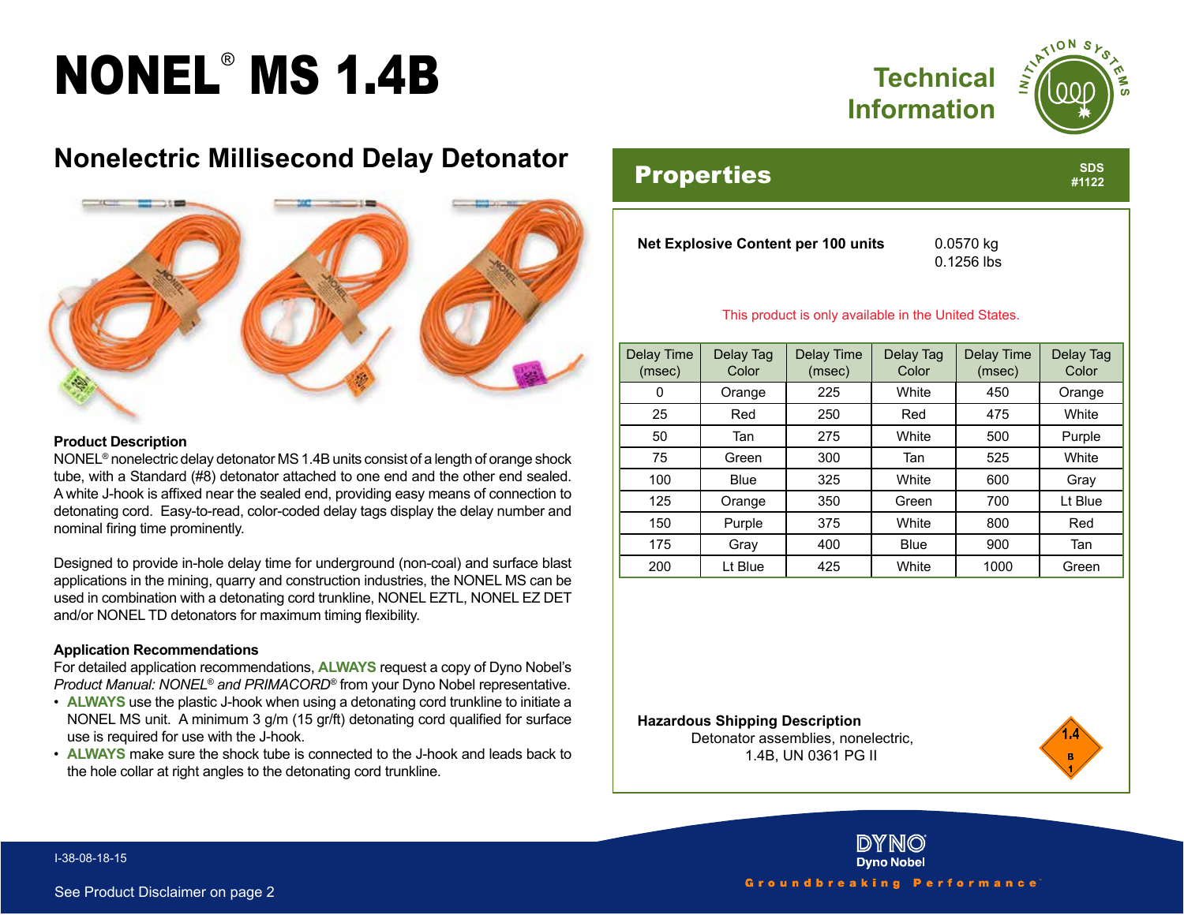# NONEL® MS 1.4B

Technical Information

## Nonelectric Millisecond Delay Detonator

**Product Description**

NONEL® nonelectric delay detonator MS 1.4B units consist of a length of orange shock tube, with a Standard (#8) detonator attached to one end and the other end sealed. A white J-hook is affixed near the sealed end, providing easy means of connection to detonating cord. Easy-to-read, color-coded delay tags display the delay number and nominal firing time prominently.

Designed to provide in-hole delay time for underground (non-coal) and surface blast applications in the mining, quarry and construction industries, the NONEL MS can be used in combination with a detonating cord trunkline, NONEL EZTL, NONEL EZ DET and/or NONEL TD detonators for maximum timing flexibility.

**Application Recommendations**

For detailed application recommendations, **ALWAYS** request a copy of Dyno Nobel's *Product Manual: NONEL® and PRIMACORD®* from your Dyno Nobel representative.

- **ALWAYS** use the plastic J-hook when using a detonating cord trunkline to initiate a NONEL MS unit. A minimum 3 g/m (15 gr/ft) detonating cord qualified for surface use is required for use with the J-hook.
- **ALWAYS** make sure the shock tube is connected to the J-hook and leads back to the hole collar at right angles to the detonating cord trunkline.

## Properties

SDS #1122

**Net Explosive Content per 100 units** 0.0570 kg / 0.1256 lbs

This product is only available in the United States.

| Delay Time (msec) | Delay Tag Color | Delay Time (msec) | Delay Tag Color | Delay Time (msec) | Delay Tag Color |
|---|---|---|---|---|---|
| 0 | Orange | 225 | White | 450 | Orange |
| 25 | Red | 250 | Red | 475 | White |
| 50 | Tan | 275 | White | 500 | Purple |
| 75 | Green | 300 | Tan | 525 | White |
| 100 | Blue | 325 | White | 600 | Gray |
| 125 | Orange | 350 | Green | 700 | Lt Blue |
| 150 | Purple | 375 | White | 800 | Red |
| 175 | Gray | 400 | Blue | 900 | Tan |
| 200 | Lt Blue | 425 | White | 1000 | Green |

**Hazardous Shipping Description**

Detonator assemblies, nonelectric, 1.4B, UN 0361 PG II

I-38-08-18-15

See Product Disclaimer on page 2

Dyno Nobel — Groundbreaking Performance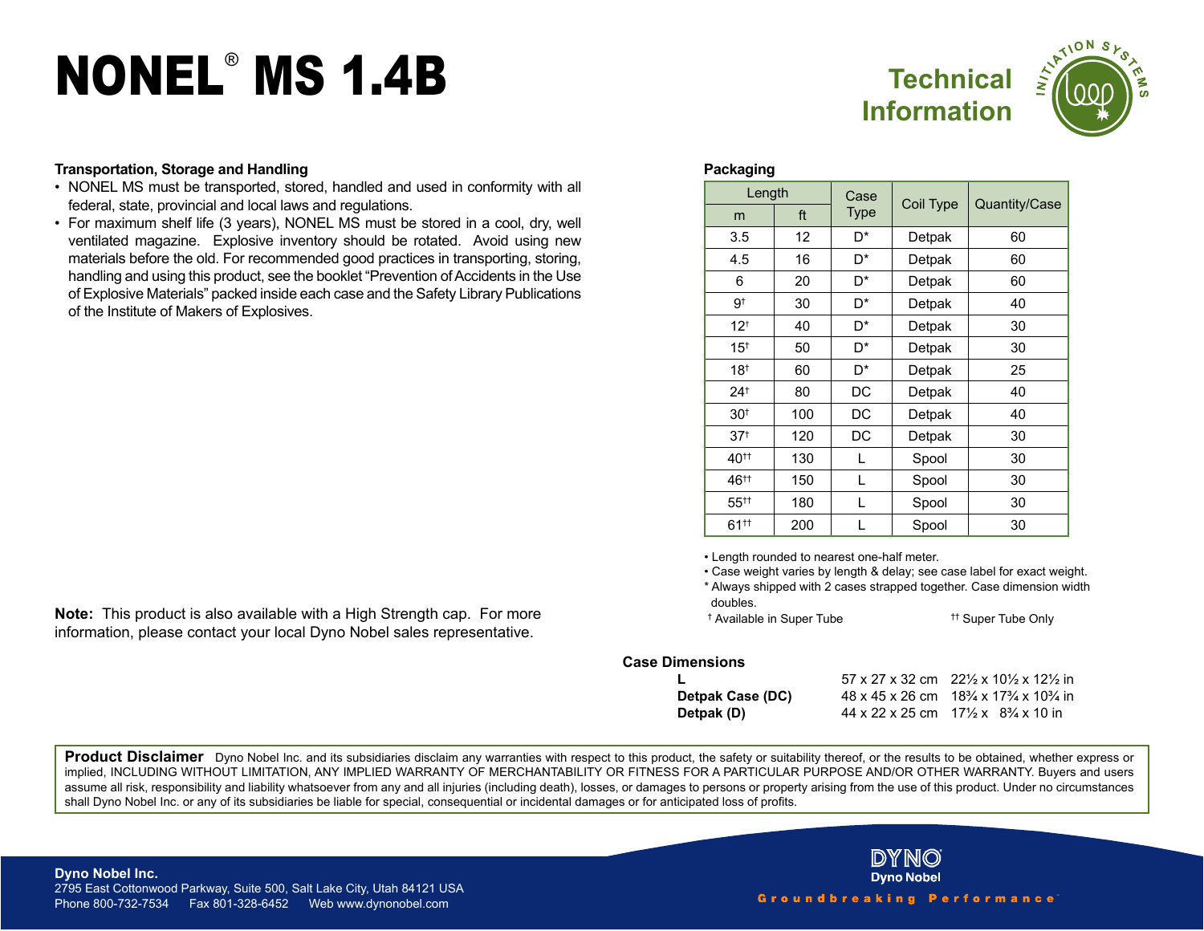# NONEL® MS 1.4B

**Technical Information**

**Transportation, Storage and Handling**

- NONEL MS must be transported, stored, handled and used in conformity with all federal, state, provincial and local laws and regulations.
- For maximum shelf life (3 years), NONEL MS must be stored in a cool, dry, well ventilated magazine. Explosive inventory should be rotated. Avoid using new materials before the old. For recommended good practices in transporting, storing, handling and using this product, see the booklet "Prevention of Accidents in the Use of Explosive Materials" packed inside each case and the Safety Library Publications of the Institute of Makers of Explosives.

**Note:** This product is also available with a High Strength cap. For more information, please contact your local Dyno Nobel sales representative.

**Packaging**

| Length | | Case Type | Coil Type | Quantity/Case |
|---|---|---|---|---|
| m | ft | | | |
| 3.5 | 12 | D* | Detpak | 60 |
| 4.5 | 16 | D* | Detpak | 60 |
| 6 | 20 | D* | Detpak | 60 |
| 9† | 30 | D* | Detpak | 40 |
| 12† | 40 | D* | Detpak | 30 |
| 15† | 50 | D* | Detpak | 30 |
| 18† | 60 | D* | Detpak | 25 |
| 24† | 80 | DC | Detpak | 40 |
| 30† | 100 | DC | Detpak | 40 |
| 37† | 120 | DC | Detpak | 30 |
| 40†† | 130 | L | Spool | 30 |
| 46†† | 150 | L | Spool | 30 |
| 55†† | 180 | L | Spool | 30 |
| 61†† | 200 | L | Spool | 30 |

- Length rounded to nearest one-half meter.
- Case weight varies by length & delay; see case label for exact weight.

\* Always shipped with 2 cases strapped together. Case dimension width doubles.

† Available in Super Tube    †† Super Tube Only

**Case Dimensions**

| | | |
|---|---|---|
| **L** | 57 x 27 x 32 cm | 22½ x 10½ x 12½ in |
| **Detpak Case (DC)** | 48 x 45 x 26 cm | 18¾ x 17¾ x 10¾ in |
| **Detpak (D)** | 44 x 22 x 25 cm | 17½ x 8¾ x 10 in |

**Product Disclaimer** Dyno Nobel Inc. and its subsidiaries disclaim any warranties with respect to this product, the safety or suitability thereof, or the results to be obtained, whether express or implied, INCLUDING WITHOUT LIMITATION, ANY IMPLIED WARRANTY OF MERCHANTABILITY OR FITNESS FOR A PARTICULAR PURPOSE AND/OR OTHER WARRANTY. Buyers and users assume all risk, responsibility and liability whatsoever from any and all injuries (including death), losses, or damages to persons or property arising from the use of this product. Under no circumstances shall Dyno Nobel Inc. or any of its subsidiaries be liable for special, consequential or incidental damages or for anticipated loss of profits.

**Dyno Nobel Inc.**
2795 East Cottonwood Parkway, Suite 500, Salt Lake City, Utah 84121 USA
Phone 800-732-7534 Fax 801-328-6452 Web www.dynonobel.com

DYNO Dyno Nobel
Groundbreaking Performance